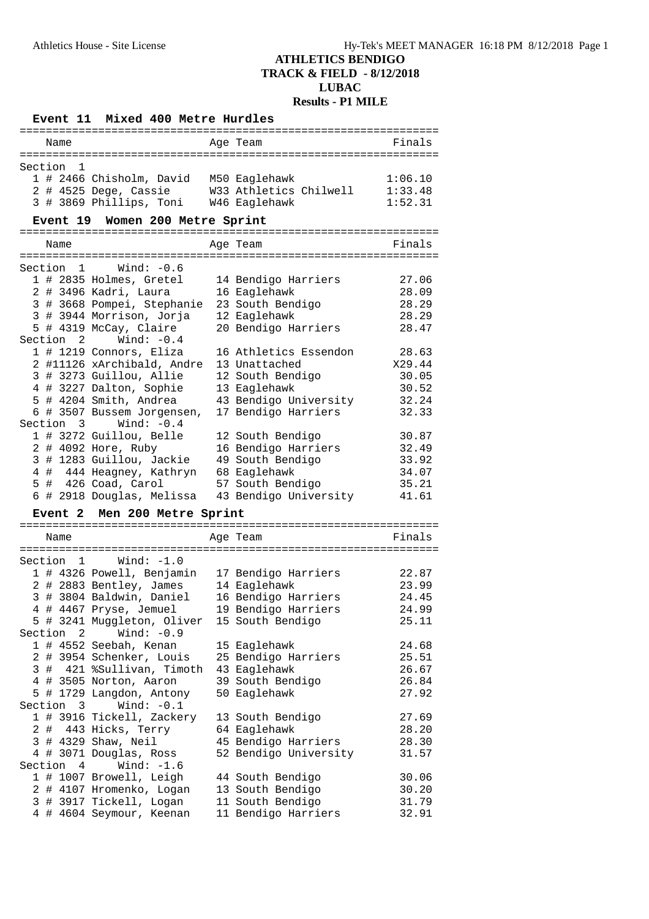# ATHLETICS BENDIGO
## TRACK & FIELD - 8/12/2018
## LUBAC
## Results - P1 MILE

### Event 11 Mixed 400 Metre Hurdles

| Place | Comp# | Name | Age | Team | Finals |
|---|---|---|---|---|---|
| **Section 1** | | | | | |
| 1 | # 2466 | Chisholm, David | M50 | Eaglehawk | 1:06.10 |
| 2 | # 4525 | Dege, Cassie | W33 | Athletics Chilwell | 1:33.48 |
| 3 | # 3869 | Phillips, Toni | W46 | Eaglehawk | 1:52.31 |

### Event 19 Women 200 Metre Sprint

| Place | Comp# | Name | Age | Team | Finals |
|---|---|---|---|---|---|
| **Section 1 Wind: -0.6** | | | | | |
| 1 | # 2835 | Holmes, Gretel | 14 | Bendigo Harriers | 27.06 |
| 2 | # 3496 | Kadri, Laura | 16 | Eaglehawk | 28.09 |
| 3 | # 3668 | Pompei, Stephanie | 23 | South Bendigo | 28.29 |
| 3 | # 3944 | Morrison, Jorja | 12 | Eaglehawk | 28.29 |
| 5 | # 4319 | McCay, Claire | 20 | Bendigo Harriers | 28.47 |
| **Section 2 Wind: -0.4** | | | | | |
| 1 | # 1219 | Connors, Eliza | 16 | Athletics Essendon | 28.63 |
| 2 | #11126 | xArchibald, Andre | 13 | Unattached | X29.44 |
| 3 | # 3273 | Guillou, Allie | 12 | South Bendigo | 30.05 |
| 4 | # 3227 | Dalton, Sophie | 13 | Eaglehawk | 30.52 |
| 5 | # 4204 | Smith, Andrea | 43 | Bendigo University | 32.24 |
| 6 | # 3507 | Bussem Jorgensen, | 17 | Bendigo Harriers | 32.33 |
| **Section 3 Wind: -0.4** | | | | | |
| 1 | # 3272 | Guillou, Belle | 12 | South Bendigo | 30.87 |
| 2 | # 4092 | Hore, Ruby | 16 | Bendigo Harriers | 32.49 |
| 3 | # 1283 | Guillou, Jackie | 49 | South Bendigo | 33.92 |
| 4 | # 444 | Heagney, Kathryn | 68 | Eaglehawk | 34.07 |
| 5 | # 426 | Coad, Carol | 57 | South Bendigo | 35.21 |
| 6 | # 2918 | Douglas, Melissa | 43 | Bendigo University | 41.61 |

### Event 2 Men 200 Metre Sprint

| Place | Comp# | Name | Age | Team | Finals |
|---|---|---|---|---|---|
| **Section 1 Wind: -1.0** | | | | | |
| 1 | # 4326 | Powell, Benjamin | 17 | Bendigo Harriers | 22.87 |
| 2 | # 2883 | Bentley, James | 14 | Eaglehawk | 23.99 |
| 3 | # 3804 | Baldwin, Daniel | 16 | Bendigo Harriers | 24.45 |
| 4 | # 4467 | Pryse, Jemuel | 19 | Bendigo Harriers | 24.99 |
| 5 | # 3241 | Muggleton, Oliver | 15 | South Bendigo | 25.11 |
| **Section 2 Wind: -0.9** | | | | | |
| 1 | # 4552 | Seebah, Kenan | 15 | Eaglehawk | 24.68 |
| 2 | # 3954 | Schenker, Louis | 25 | Bendigo Harriers | 25.51 |
| 3 | # 421 | %Sullivan, Timoth | 43 | Eaglehawk | 26.67 |
| 4 | # 3505 | Norton, Aaron | 39 | South Bendigo | 26.84 |
| 5 | # 1729 | Langdon, Antony | 50 | Eaglehawk | 27.92 |
| **Section 3 Wind: -0.1** | | | | | |
| 1 | # 3916 | Tickell, Zackery | 13 | South Bendigo | 27.69 |
| 2 | # 443 | Hicks, Terry | 64 | Eaglehawk | 28.20 |
| 3 | # 4329 | Shaw, Neil | 45 | Bendigo Harriers | 28.30 |
| 4 | # 3071 | Douglas, Ross | 52 | Bendigo University | 31.57 |
| **Section 4 Wind: -1.6** | | | | | |
| 1 | # 1007 | Browell, Leigh | 44 | South Bendigo | 30.06 |
| 2 | # 4107 | Hromenko, Logan | 13 | South Bendigo | 30.20 |
| 3 | # 3917 | Tickell, Logan | 11 | South Bendigo | 31.79 |
| 4 | # 4604 | Seymour, Keenan | 11 | Bendigo Harriers | 32.91 |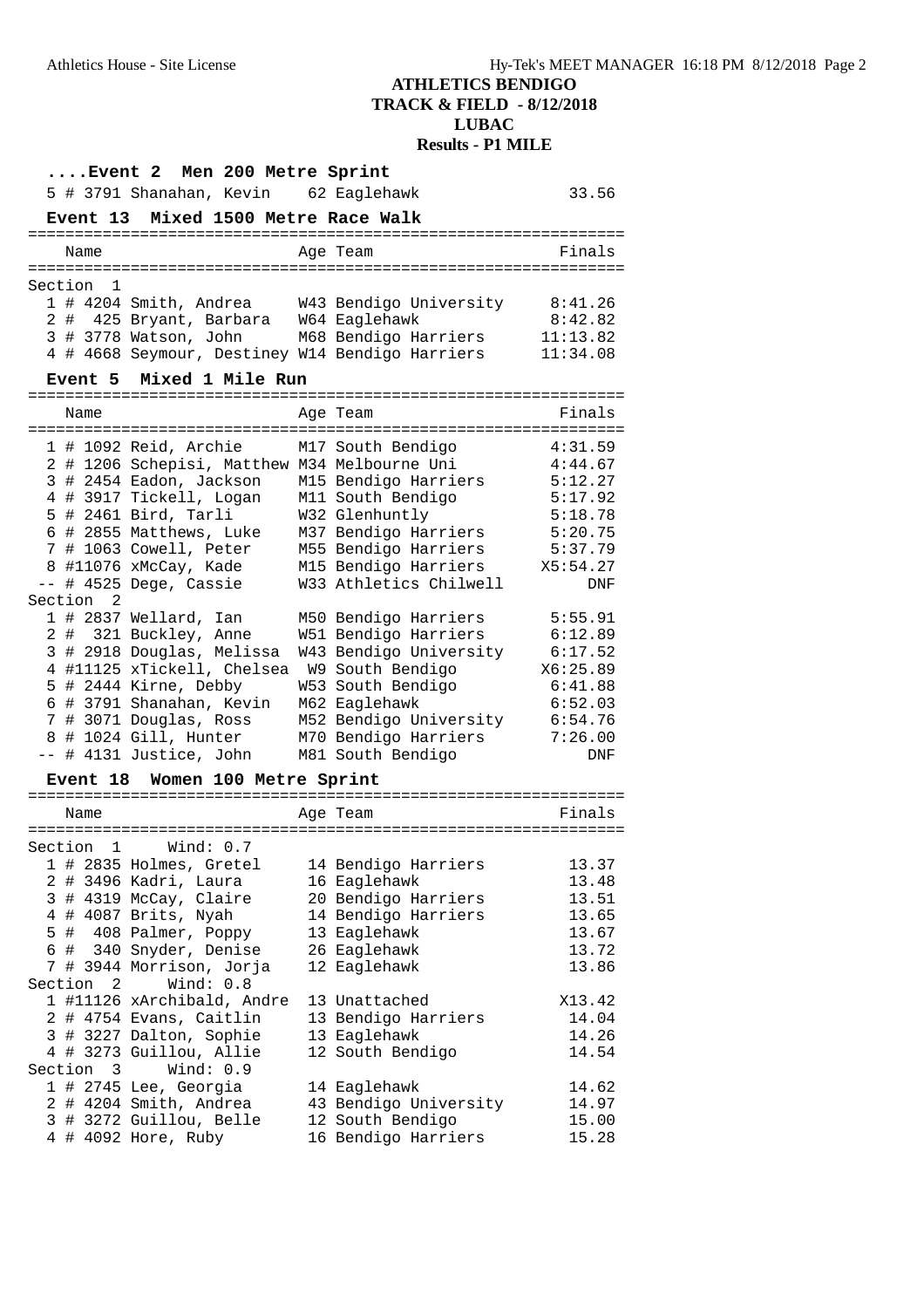# ATHLETICS BENDIGO
## TRACK & FIELD - 8/12/2018
## LUBAC
## Results - P1 MILE

### ....Event 2 Men 200 Metre Sprint

| Place | # | Comp# | Name | Age | Team | Finals |
|---|---|---|---|---|---|---|
| 5 | # | 3791 | Shanahan, Kevin | 62 | Eaglehawk | 33.56 |

### Event 13 Mixed 1500 Metre Race Walk

| Place | # | Comp# | Name | Age | Team | Finals |
|---|---|---|---|---|---|---|
| **Section 1** | | | | | | |
| 1 | # | 4204 | Smith, Andrea | W43 | Bendigo University | 8:41.26 |
| 2 | # | 425 | Bryant, Barbara | W64 | Eaglehawk | 8:42.82 |
| 3 | # | 3778 | Watson, John | M68 | Bendigo Harriers | 11:13.82 |
| 4 | # | 4668 | Seymour, Destiney | W14 | Bendigo Harriers | 11:34.08 |

### Event 5 Mixed 1 Mile Run

| Place | # | Comp# | Name | Age | Team | Finals |
|---|---|---|---|---|---|---|
| 1 | # | 1092 | Reid, Archie | M17 | South Bendigo | 4:31.59 |
| 2 | # | 1206 | Schepisi, Matthew | M34 | Melbourne Uni | 4:44.67 |
| 3 | # | 2454 | Eadon, Jackson | M15 | Bendigo Harriers | 5:12.27 |
| 4 | # | 3917 | Tickell, Logan | M11 | South Bendigo | 5:17.92 |
| 5 | # | 2461 | Bird, Tarli | W32 | Glenhuntly | 5:18.78 |
| 6 | # | 2855 | Matthews, Luke | M37 | Bendigo Harriers | 5:20.75 |
| 7 | # | 1063 | Cowell, Peter | M55 | Bendigo Harriers | 5:37.79 |
| 8 | # | 11076 | xMcCay, Kade | M15 | Bendigo Harriers | X5:54.27 |
| -- | # | 4525 | Dege, Cassie | W33 | Athletics Chilwell | DNF |
| **Section 2** | | | | | | |
| 1 | # | 2837 | Wellard, Ian | M50 | Bendigo Harriers | 5:55.91 |
| 2 | # | 321 | Buckley, Anne | W51 | Bendigo Harriers | 6:12.89 |
| 3 | # | 2918 | Douglas, Melissa | W43 | Bendigo University | 6:17.52 |
| 4 | # | 11125 | xTickell, Chelsea | W9 | South Bendigo | X6:25.89 |
| 5 | # | 2444 | Kirne, Debby | W53 | South Bendigo | 6:41.88 |
| 6 | # | 3791 | Shanahan, Kevin | M62 | Eaglehawk | 6:52.03 |
| 7 | # | 3071 | Douglas, Ross | M52 | Bendigo University | 6:54.76 |
| 8 | # | 1024 | Gill, Hunter | M70 | Bendigo Harriers | 7:26.00 |
| -- | # | 4131 | Justice, John | M81 | South Bendigo | DNF |

### Event 18 Women 100 Metre Sprint

| Place | # | Comp# | Name | Age | Team | Finals |
|---|---|---|---|---|---|---|
| **Section 1 Wind: 0.7** | | | | | | |
| 1 | # | 2835 | Holmes, Gretel | 14 | Bendigo Harriers | 13.37 |
| 2 | # | 3496 | Kadri, Laura | 16 | Eaglehawk | 13.48 |
| 3 | # | 4319 | McCay, Claire | 20 | Bendigo Harriers | 13.51 |
| 4 | # | 4087 | Brits, Nyah | 14 | Bendigo Harriers | 13.65 |
| 5 | # | 408 | Palmer, Poppy | 13 | Eaglehawk | 13.67 |
| 6 | # | 340 | Snyder, Denise | 26 | Eaglehawk | 13.72 |
| 7 | # | 3944 | Morrison, Jorja | 12 | Eaglehawk | 13.86 |
| **Section 2 Wind: 0.8** | | | | | | |
| 1 | # | 11126 | xArchibald, Andre | 13 | Unattached | X13.42 |
| 2 | # | 4754 | Evans, Caitlin | 13 | Bendigo Harriers | 14.04 |
| 3 | # | 3227 | Dalton, Sophie | 13 | Eaglehawk | 14.26 |
| 4 | # | 3273 | Guillou, Allie | 12 | South Bendigo | 14.54 |
| **Section 3 Wind: 0.9** | | | | | | |
| 1 | # | 2745 | Lee, Georgia | 14 | Eaglehawk | 14.62 |
| 2 | # | 4204 | Smith, Andrea | 43 | Bendigo University | 14.97 |
| 3 | # | 3272 | Guillou, Belle | 12 | South Bendigo | 15.00 |
| 4 | # | 4092 | Hore, Ruby | 16 | Bendigo Harriers | 15.28 |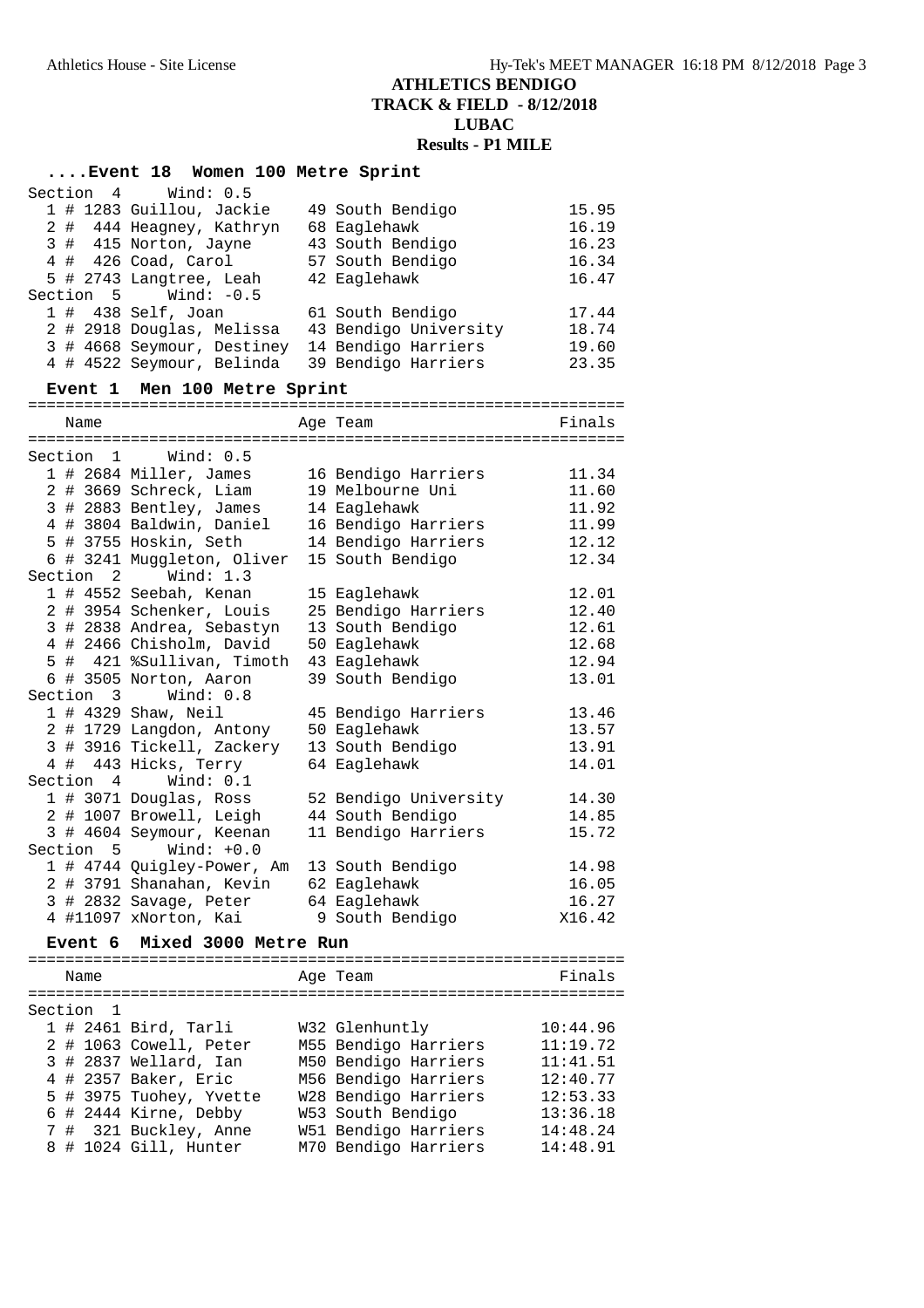# ATHLETICS BENDIGO
## TRACK & FIELD - 8/12/2018
## LUBAC
## Results - P1 MILE

### ....Event 18 Women 100 Metre Sprint

**Section 4 Wind: 0.5**

| Place | Comp# | Name | Age | Team | Finals |
|---|---|---|---|---|---|
| 1 | # 1283 | Guillou, Jackie | 49 | South Bendigo | 15.95 |
| 2 | # 444 | Heagney, Kathryn | 68 | Eaglehawk | 16.19 |
| 3 | # 415 | Norton, Jayne | 43 | South Bendigo | 16.23 |
| 4 | # 426 | Coad, Carol | 57 | South Bendigo | 16.34 |
| 5 | # 2743 | Langtree, Leah | 42 | Eaglehawk | 16.47 |

**Section 5 Wind: -0.5**

| Place | Comp# | Name | Age | Team | Finals |
|---|---|---|---|---|---|
| 1 | # 438 | Self, Joan | 61 | South Bendigo | 17.44 |
| 2 | # 2918 | Douglas, Melissa | 43 | Bendigo University | 18.74 |
| 3 | # 4668 | Seymour, Destiney | 14 | Bendigo Harriers | 19.60 |
| 4 | # 4522 | Seymour, Belinda | 39 | Bendigo Harriers | 23.35 |

### Event 1 Men 100 Metre Sprint

**Section 1 Wind: 0.5**

| Place | Comp# | Name | Age | Team | Finals |
|---|---|---|---|---|---|
| 1 | # 2684 | Miller, James | 16 | Bendigo Harriers | 11.34 |
| 2 | # 3669 | Schreck, Liam | 19 | Melbourne Uni | 11.60 |
| 3 | # 2883 | Bentley, James | 14 | Eaglehawk | 11.92 |
| 4 | # 3804 | Baldwin, Daniel | 16 | Bendigo Harriers | 11.99 |
| 5 | # 3755 | Hoskin, Seth | 14 | Bendigo Harriers | 12.12 |
| 6 | # 3241 | Muggleton, Oliver | 15 | South Bendigo | 12.34 |

**Section 2 Wind: 1.3**

| Place | Comp# | Name | Age | Team | Finals |
|---|---|---|---|---|---|
| 1 | # 4552 | Seebah, Kenan | 15 | Eaglehawk | 12.01 |
| 2 | # 3954 | Schenker, Louis | 25 | Bendigo Harriers | 12.40 |
| 3 | # 2838 | Andrea, Sebastyn | 13 | South Bendigo | 12.61 |
| 4 | # 2466 | Chisholm, David | 50 | Eaglehawk | 12.68 |
| 5 | # 421 | %Sullivan, Timoth | 43 | Eaglehawk | 12.94 |
| 6 | # 3505 | Norton, Aaron | 39 | South Bendigo | 13.01 |

**Section 3 Wind: 0.8**

| Place | Comp# | Name | Age | Team | Finals |
|---|---|---|---|---|---|
| 1 | # 4329 | Shaw, Neil | 45 | Bendigo Harriers | 13.46 |
| 2 | # 1729 | Langdon, Antony | 50 | Eaglehawk | 13.57 |
| 3 | # 3916 | Tickell, Zackery | 13 | South Bendigo | 13.91 |
| 4 | # 443 | Hicks, Terry | 64 | Eaglehawk | 14.01 |

**Section 4 Wind: 0.1**

| Place | Comp# | Name | Age | Team | Finals |
|---|---|---|---|---|---|
| 1 | # 3071 | Douglas, Ross | 52 | Bendigo University | 14.30 |
| 2 | # 1007 | Browell, Leigh | 44 | South Bendigo | 14.85 |
| 3 | # 4604 | Seymour, Keenan | 11 | Bendigo Harriers | 15.72 |

**Section 5 Wind: +0.0**

| Place | Comp# | Name | Age | Team | Finals |
|---|---|---|---|---|---|
| 1 | # 4744 | Quigley-Power, Am | 13 | South Bendigo | 14.98 |
| 2 | # 3791 | Shanahan, Kevin | 62 | Eaglehawk | 16.05 |
| 3 | # 2832 | Savage, Peter | 64 | Eaglehawk | 16.27 |
| 4 | #11097 | xNorton, Kai | 9 | South Bendigo | X16.42 |

### Event 6 Mixed 3000 Metre Run

**Section 1**

| Place | Comp# | Name | Age | Team | Finals |
|---|---|---|---|---|---|
| 1 | # 2461 | Bird, Tarli | W32 | Glenhuntly | 10:44.96 |
| 2 | # 1063 | Cowell, Peter | M55 | Bendigo Harriers | 11:19.72 |
| 3 | # 2837 | Wellard, Ian | M50 | Bendigo Harriers | 11:41.51 |
| 4 | # 2357 | Baker, Eric | M56 | Bendigo Harriers | 12:40.77 |
| 5 | # 3975 | Tuohey, Yvette | W28 | Bendigo Harriers | 12:53.33 |
| 6 | # 2444 | Kirne, Debby | W53 | South Bendigo | 13:36.18 |
| 7 | # 321 | Buckley, Anne | W51 | Bendigo Harriers | 14:48.24 |
| 8 | # 1024 | Gill, Hunter | M70 | Bendigo Harriers | 14:48.91 |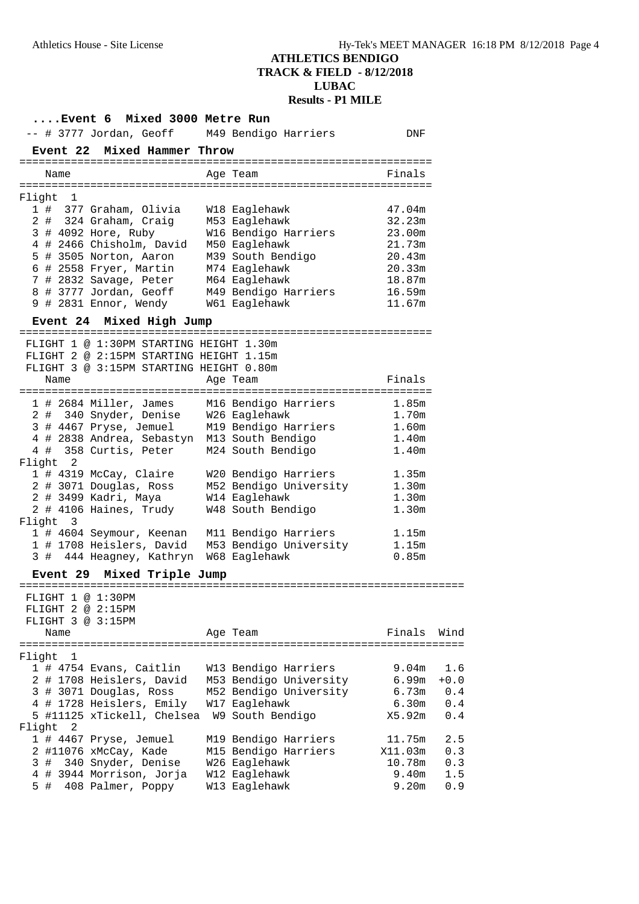**ATHLETICS BENDIGO**
**TRACK & FIELD - 8/12/2018**
**LUBAC**
**Results - P1 MILE**

### ....Event 6 Mixed 3000 Metre Run

| Place | Name | Age Team | Finals |
|---|---|---|---|
| -- | # 3777 Jordan, Geoff | M49 Bendigo Harriers | DNF |

### Event 22 Mixed Hammer Throw

| Place | Name | Age Team | Finals |
|---|---|---|---|
| Flight 1 | | | |
| 1 | # 377 Graham, Olivia | W18 Eaglehawk | 47.04m |
| 2 | # 324 Graham, Craig | M53 Eaglehawk | 32.23m |
| 3 | # 4092 Hore, Ruby | W16 Bendigo Harriers | 23.00m |
| 4 | # 2466 Chisholm, David | M50 Eaglehawk | 21.73m |
| 5 | # 3505 Norton, Aaron | M39 South Bendigo | 20.43m |
| 6 | # 2558 Fryer, Martin | M74 Eaglehawk | 20.33m |
| 7 | # 2832 Savage, Peter | M64 Eaglehawk | 18.87m |
| 8 | # 3777 Jordan, Geoff | M49 Bendigo Harriers | 16.59m |
| 9 | # 2831 Ennor, Wendy | W61 Eaglehawk | 11.67m |

### Event 24 Mixed High Jump

FLIGHT 1 @ 1:30PM STARTING HEIGHT 1.30m
FLIGHT 2 @ 2:15PM STARTING HEIGHT 1.15m
FLIGHT 3 @ 3:15PM STARTING HEIGHT 0.80m

| Place | Name | Age Team | Finals |
|---|---|---|---|
| 1 | # 2684 Miller, James | M16 Bendigo Harriers | 1.85m |
| 2 | # 340 Snyder, Denise | W26 Eaglehawk | 1.70m |
| 3 | # 4467 Pryse, Jemuel | M19 Bendigo Harriers | 1.60m |
| 4 | # 2838 Andrea, Sebastyn | M13 South Bendigo | 1.40m |
| 4 | # 358 Curtis, Peter | M24 South Bendigo | 1.40m |
| Flight 2 | | | |
| 1 | # 4319 McCay, Claire | W20 Bendigo Harriers | 1.35m |
| 2 | # 3071 Douglas, Ross | M52 Bendigo University | 1.30m |
| 2 | # 3499 Kadri, Maya | W14 Eaglehawk | 1.30m |
| 2 | # 4106 Haines, Trudy | W48 South Bendigo | 1.30m |
| Flight 3 | | | |
| 1 | # 4604 Seymour, Keenan | M11 Bendigo Harriers | 1.15m |
| 1 | # 1708 Heislers, David | M53 Bendigo University | 1.15m |
| 3 | # 444 Heagney, Kathryn | W68 Eaglehawk | 0.85m |

### Event 29 Mixed Triple Jump

FLIGHT 1 @ 1:30PM
FLIGHT 2 @ 2:15PM
FLIGHT 3 @ 3:15PM

| Place | Name | Age Team | Finals | Wind |
|---|---|---|---|---|
| Flight 1 | | | | |
| 1 | # 4754 Evans, Caitlin | W13 Bendigo Harriers | 9.04m | 1.6 |
| 2 | # 1708 Heislers, David | M53 Bendigo University | 6.99m | +0.0 |
| 3 | # 3071 Douglas, Ross | M52 Bendigo University | 6.73m | 0.4 |
| 4 | # 1728 Heislers, Emily | W17 Eaglehawk | 6.30m | 0.4 |
| 5 | #11125 xTickell, Chelsea | W9 South Bendigo | X5.92m | 0.4 |
| Flight 2 | | | | |
| 1 | # 4467 Pryse, Jemuel | M19 Bendigo Harriers | 11.75m | 2.5 |
| 2 | #11076 xMcCay, Kade | M15 Bendigo Harriers | X11.03m | 0.3 |
| 3 | # 340 Snyder, Denise | W26 Eaglehawk | 10.78m | 0.3 |
| 4 | # 3944 Morrison, Jorja | W12 Eaglehawk | 9.40m | 1.5 |
| 5 | # 408 Palmer, Poppy | W13 Eaglehawk | 9.20m | 0.9 |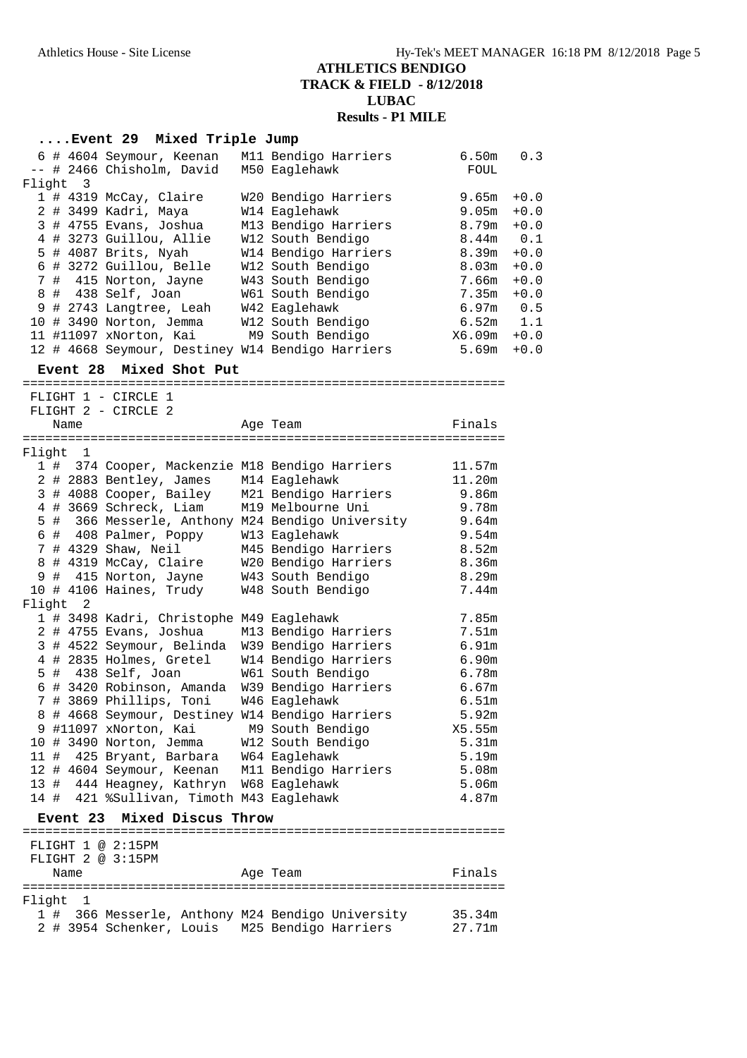## ATHLETICS BENDIGO
## TRACK & FIELD - 8/12/2018
## LUBAC
## Results - P1 MILE

### ....Event 29 Mixed Triple Jump

| Place | Comp# | Name | Age | Team | Finals | Wind |
|---|---|---|---|---|---|---|
| 6 | # 4604 | Seymour, Keenan | M11 | Bendigo Harriers | 6.50m | 0.3 |
| -- | # 2466 | Chisholm, David | M50 | Eaglehawk | FOUL | |
| **Flight 3** | | | | | | |
| 1 | # 4319 | McCay, Claire | W20 | Bendigo Harriers | 9.65m | +0.0 |
| 2 | # 3499 | Kadri, Maya | W14 | Eaglehawk | 9.05m | +0.0 |
| 3 | # 4755 | Evans, Joshua | M13 | Bendigo Harriers | 8.79m | +0.0 |
| 4 | # 3273 | Guillou, Allie | W12 | South Bendigo | 8.44m | 0.1 |
| 5 | # 4087 | Brits, Nyah | W14 | Bendigo Harriers | 8.39m | +0.0 |
| 6 | # 3272 | Guillou, Belle | W12 | South Bendigo | 8.03m | +0.0 |
| 7 | # 415 | Norton, Jayne | W43 | South Bendigo | 7.66m | +0.0 |
| 8 | # 438 | Self, Joan | W61 | South Bendigo | 7.35m | +0.0 |
| 9 | # 2743 | Langtree, Leah | W42 | Eaglehawk | 6.97m | 0.5 |
| 10 | # 3490 | Norton, Jemma | W12 | South Bendigo | 6.52m | 1.1 |
| 11 | #11097 | xNorton, Kai | M9 | South Bendigo | X6.09m | +0.0 |
| 12 | # 4668 | Seymour, Destiney | W14 | Bendigo Harriers | 5.69m | +0.0 |

### Event 28 Mixed Shot Put

FLIGHT 1 - CIRCLE 1
FLIGHT 2 - CIRCLE 2

| Place | Comp# | Name | Age | Team | Finals |
|---|---|---|---|---|---|
| **Flight 1** | | | | | |
| 1 | # 374 | Cooper, Mackenzie | M18 | Bendigo Harriers | 11.57m |
| 2 | # 2883 | Bentley, James | M14 | Eaglehawk | 11.20m |
| 3 | # 4088 | Cooper, Bailey | M21 | Bendigo Harriers | 9.86m |
| 4 | # 3669 | Schreck, Liam | M19 | Melbourne Uni | 9.78m |
| 5 | # 366 | Messerle, Anthony | M24 | Bendigo University | 9.64m |
| 6 | # 408 | Palmer, Poppy | W13 | Eaglehawk | 9.54m |
| 7 | # 4329 | Shaw, Neil | M45 | Bendigo Harriers | 8.52m |
| 8 | # 4319 | McCay, Claire | W20 | Bendigo Harriers | 8.36m |
| 9 | # 415 | Norton, Jayne | W43 | South Bendigo | 8.29m |
| 10 | # 4106 | Haines, Trudy | W48 | South Bendigo | 7.44m |
| **Flight 2** | | | | | |
| 1 | # 3498 | Kadri, Christophe | M49 | Eaglehawk | 7.85m |
| 2 | # 4755 | Evans, Joshua | M13 | Bendigo Harriers | 7.51m |
| 3 | # 4522 | Seymour, Belinda | W39 | Bendigo Harriers | 6.91m |
| 4 | # 2835 | Holmes, Gretel | W14 | Bendigo Harriers | 6.90m |
| 5 | # 438 | Self, Joan | W61 | South Bendigo | 6.78m |
| 6 | # 3420 | Robinson, Amanda | W39 | Bendigo Harriers | 6.67m |
| 7 | # 3869 | Phillips, Toni | W46 | Eaglehawk | 6.51m |
| 8 | # 4668 | Seymour, Destiney | W14 | Bendigo Harriers | 5.92m |
| 9 | #11097 | xNorton, Kai | M9 | South Bendigo | X5.55m |
| 10 | # 3490 | Norton, Jemma | W12 | South Bendigo | 5.31m |
| 11 | # 425 | Bryant, Barbara | W64 | Eaglehawk | 5.19m |
| 12 | # 4604 | Seymour, Keenan | M11 | Bendigo Harriers | 5.08m |
| 13 | # 444 | Heagney, Kathryn | W68 | Eaglehawk | 5.06m |
| 14 | # 421 | %Sullivan, Timoth | M43 | Eaglehawk | 4.87m |

### Event 23 Mixed Discus Throw

FLIGHT 1 @ 2:15PM
FLIGHT 2 @ 3:15PM

| Place | Comp# | Name | Age | Team | Finals |
|---|---|---|---|---|---|
| **Flight 1** | | | | | |
| 1 | # 366 | Messerle, Anthony | M24 | Bendigo University | 35.34m |
| 2 | # 3954 | Schenker, Louis | M25 | Bendigo Harriers | 27.71m |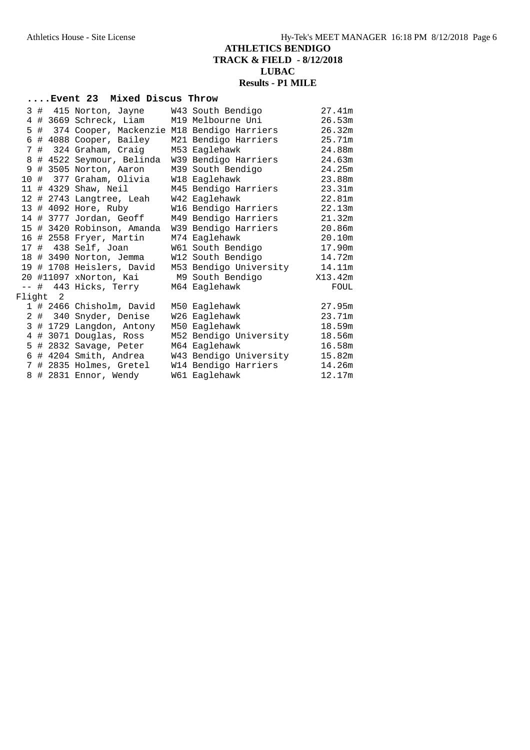# ATHLETICS BENDIGO
## TRACK & FIELD - 8/12/2018
## LUBAC
## Results - P1 MILE

### ....Event 23 Mixed Discus Throw

| | | | | |
|---|---|---|---|---|
| 3 | # 415 | Norton, Jayne | W43 South Bendigo | 27.41m |
| 4 | # 3669 | Schreck, Liam | M19 Melbourne Uni | 26.53m |
| 5 | # 374 | Cooper, Mackenzie | M18 Bendigo Harriers | 26.32m |
| 6 | # 4088 | Cooper, Bailey | M21 Bendigo Harriers | 25.71m |
| 7 | # 324 | Graham, Craig | M53 Eaglehawk | 24.88m |
| 8 | # 4522 | Seymour, Belinda | W39 Bendigo Harriers | 24.63m |
| 9 | # 3505 | Norton, Aaron | M39 South Bendigo | 24.25m |
| 10 | # 377 | Graham, Olivia | W18 Eaglehawk | 23.88m |
| 11 | # 4329 | Shaw, Neil | M45 Bendigo Harriers | 23.31m |
| 12 | # 2743 | Langtree, Leah | W42 Eaglehawk | 22.81m |
| 13 | # 4092 | Hore, Ruby | W16 Bendigo Harriers | 22.13m |
| 14 | # 3777 | Jordan, Geoff | M49 Bendigo Harriers | 21.32m |
| 15 | # 3420 | Robinson, Amanda | W39 Bendigo Harriers | 20.86m |
| 16 | # 2558 | Fryer, Martin | M74 Eaglehawk | 20.10m |
| 17 | # 438 | Self, Joan | W61 South Bendigo | 17.90m |
| 18 | # 3490 | Norton, Jemma | W12 South Bendigo | 14.72m |
| 19 | # 1708 | Heislers, David | M53 Bendigo University | 14.11m |
| 20 | #11097 | xNorton, Kai | M9 South Bendigo | X13.42m |
| -- | # 443 | Hicks, Terry | M64 Eaglehawk | FOUL |
| Flight 2 | | | | |
| 1 | # 2466 | Chisholm, David | M50 Eaglehawk | 27.95m |
| 2 | # 340 | Snyder, Denise | W26 Eaglehawk | 23.71m |
| 3 | # 1729 | Langdon, Antony | M50 Eaglehawk | 18.59m |
| 4 | # 3071 | Douglas, Ross | M52 Bendigo University | 18.56m |
| 5 | # 2832 | Savage, Peter | M64 Eaglehawk | 16.58m |
| 6 | # 4204 | Smith, Andrea | W43 Bendigo University | 15.82m |
| 7 | # 2835 | Holmes, Gretel | W14 Bendigo Harriers | 14.26m |
| 8 | # 2831 | Ennor, Wendy | W61 Eaglehawk | 12.17m |